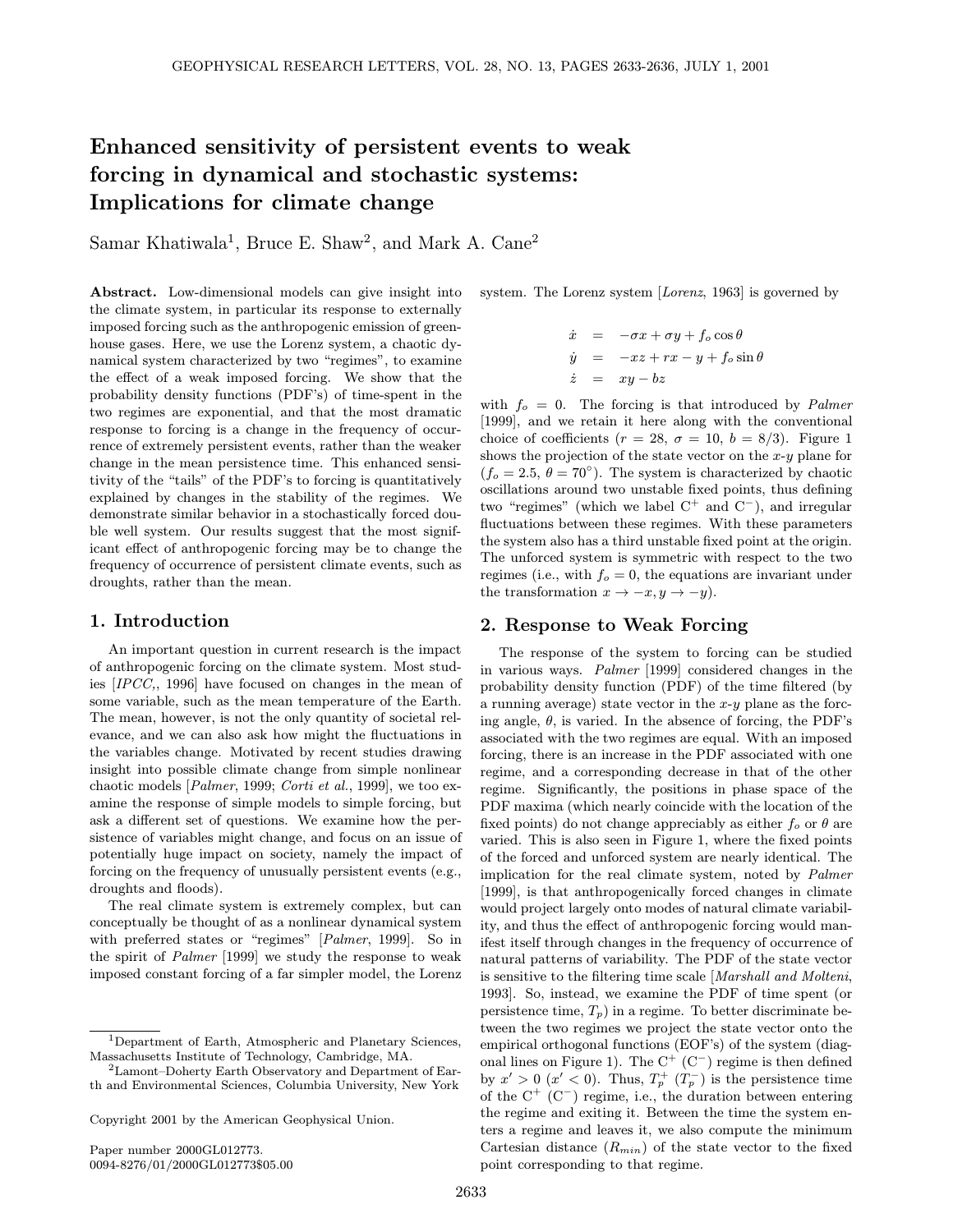# Enhanced sensitivity of persistent events to weak forcing in dynamical and stochastic systems: Implications for climate change

Samar Khatiwala[1], Bruce E. Shaw[2], and Mark A. Cane[2]

**Abstract.** Low-dimensional models can give insight into the climate system, in particular its response to externally imposed forcing such as the anthropogenic emission of greenhouse gases. Here, we use the Lorenz system, a chaotic dynamical system characterized by two "regimes", to examine the effect of a weak imposed forcing. We show that the probability density functions (PDF's) of time-spent in the two regimes are exponential, and that the most dramatic response to forcing is a change in the frequency of occurrence of extremely persistent events, rather than the weaker change in the mean persistence time. This enhanced sensitivity of the "tails" of the PDF's to forcing is quantitatively explained by changes in the stability of the regimes. We demonstrate similar behavior in a stochastically forced double well system. Our results suggest that the most significant effect of anthropogenic forcing may be to change the frequency of occurrence of persistent climate events, such as droughts, rather than the mean.

## 1. Introduction

An important question in current research is the impact of anthropogenic forcing on the climate system. Most studies [*IPCC*,, 1996] have focused on changes in the mean of some variable, such as the mean temperature of the Earth. The mean, however, is not the only quantity of societal relevance, and we can also ask how might the fluctuations in the variables change. Motivated by recent studies drawing insight into possible climate change from simple nonlinear chaotic models [*Palmer*, 1999; *Corti et al.*, 1999], we too examine the response of simple models to simple forcing, but ask a different set of questions. We examine how the persistence of variables might change, and focus on an issue of potentially huge impact on society, namely the impact of forcing on the frequency of unusually persistent events (e.g., droughts and floods).

The real climate system is extremely complex, but can conceptually be thought of as a nonlinear dynamical system with preferred states or "regimes" [*Palmer*, 1999]. So in the spirit of *Palmer* [1999] we study the response to weak imposed constant forcing of a far simpler model, the Lorenz system. The Lorenz system [*Lorenz*, 1963] is governed by

$$
\begin{aligned}
\dot{x} &= -\sigma x + \sigma y + f_o \cos\theta \\
\dot{y} &= -xz + rx - y + f_o \sin\theta \\
\dot{z} &= xy - bz
\end{aligned}
$$

with $f_o = 0$. The forcing is that introduced by *Palmer* [1999], and we retain it here along with the conventional choice of coefficients ($r = 28$, $\sigma = 10$, $b = 8/3$). Figure 1 shows the projection of the state vector on the $x$-$y$ plane for ($f_o = 2.5$, $\theta = 70^\circ$). The system is characterized by chaotic oscillations around two unstable fixed points, thus defining two "regimes" (which we label $C^+$ and $C^-$), and irregular fluctuations between these regimes. With these parameters the system also has a third unstable fixed point at the origin. The unforced system is symmetric with respect to the two regimes (i.e., with $f_o = 0$, the equations are invariant under the transformation $x \to -x, y \to -y$).

## 2. Response to Weak Forcing

The response of the system to forcing can be studied in various ways. *Palmer* [1999] considered changes in the probability density function (PDF) of the time filtered (by a running average) state vector in the $x$-$y$ plane as the forcing angle, $\theta$, is varied. In the absence of forcing, the PDF's associated with the two regimes are equal. With an imposed forcing, there is an increase in the PDF associated with one regime, and a corresponding decrease in that of the other regime. Significantly, the positions in phase space of the PDF maxima (which nearly coincide with the location of the fixed points) do not change appreciably as either $f_o$ or $\theta$ are varied. This is also seen in Figure 1, where the fixed points of the forced and unforced system are nearly identical. The implication for the real climate system, noted by *Palmer* [1999], is that anthropogenically forced changes in climate would project largely onto modes of natural climate variability, and thus the effect of anthropogenic forcing would manifest itself through changes in the frequency of occurrence of natural patterns of variability. The PDF of the state vector is sensitive to the filtering time scale [*Marshall and Molteni*, 1993]. So, instead, we examine the PDF of time spent (or persistence time, $T_p$) in a regime. To better discriminate between the two regimes we project the state vector onto the empirical orthogonal functions (EOF's) of the system (diagonal lines on Figure 1). The $C^+$ ($C^-$) regime is then defined by $x' > 0$ ($x' < 0$). Thus, $T_p^+$ ($T_p^-$) is the persistence time of the $C^+$ ($C^-$) regime, i.e., the duration between entering the regime and exiting it. Between the time the system enters a regime and leaves it, we also compute the minimum Cartesian distance ($R_{min}$) of the state vector to the fixed point corresponding to that regime.

[1] Department of Earth, Atmospheric and Planetary Sciences, Massachusetts Institute of Technology, Cambridge, MA.

[2] Lamont–Doherty Earth Observatory and Department of Earth and Environmental Sciences, Columbia University, New York

Copyright 2001 by the American Geophysical Union.

Paper number 2000GL012773.
0094-8276/01/2000GL012773$05.00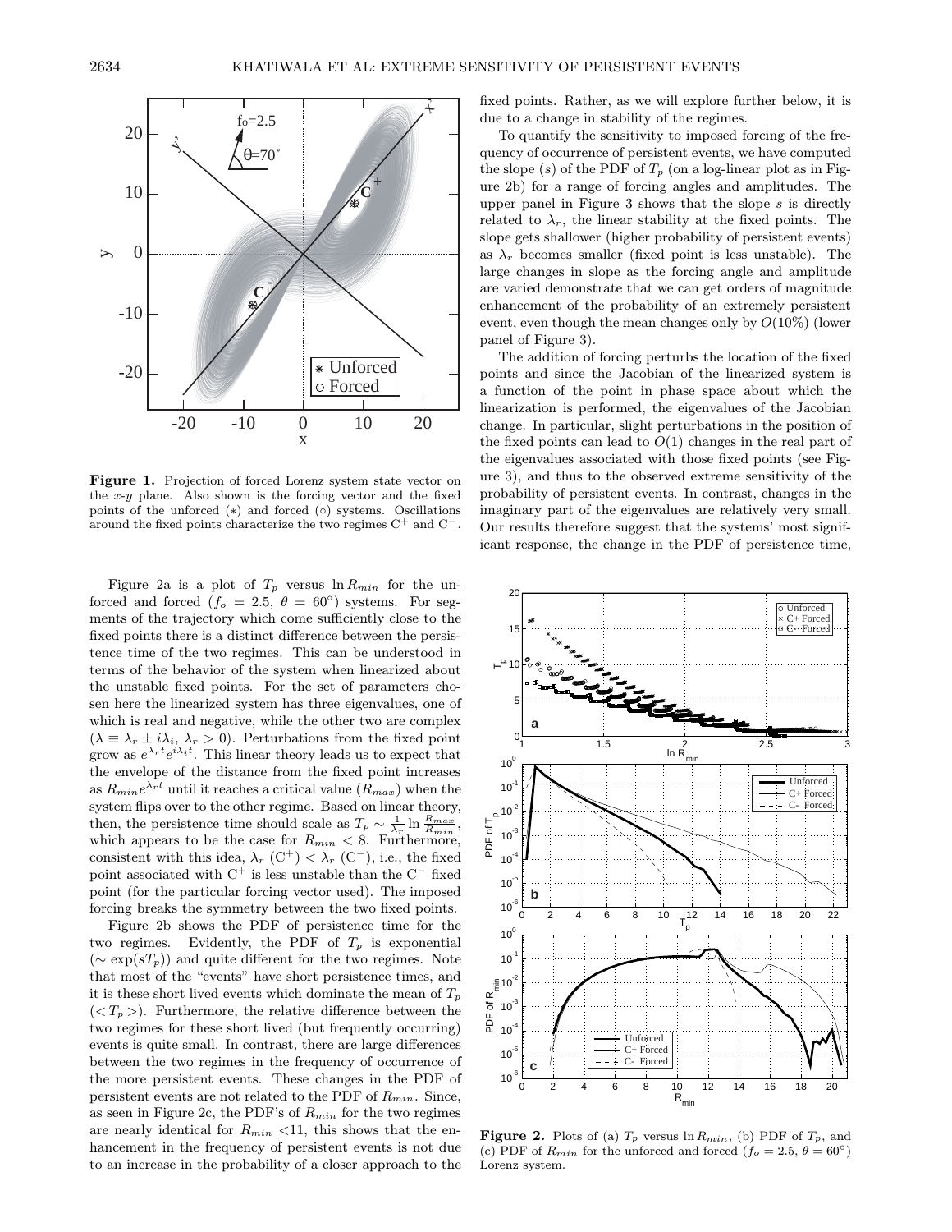**Figure 1.** Projection of forced Lorenz system state vector on the $x$-$y$ plane. Also shown is the forcing vector and the fixed points of the unforced ($*$) and forced ($\circ$) systems. Oscillations around the fixed points characterize the two regimes $C^+$ and $C^-$.

Figure 2a is a plot of $T_p$ versus $\ln R_{min}$ for the unforced and forced ($f_o = 2.5$, $\theta = 60^\circ$) systems. For segments of the trajectory which come sufficiently close to the fixed points there is a distinct difference between the persistence time of the two regimes. This can be understood in terms of the behavior of the system when linearized about the unstable fixed points. For the set of parameters chosen here the linearized system has three eigenvalues, one of which is real and negative, while the other two are complex ($\lambda \equiv \lambda_r \pm i\lambda_i$, $\lambda_r > 0$). Perturbations from the fixed point grow as $e^{\lambda_r t} e^{i\lambda_i t}$. This linear theory leads us to expect that the envelope of the distance from the fixed point increases as $R_{min} e^{\lambda_r t}$ until it reaches a critical value ($R_{max}$) when the system flips over to the other regime. Based on linear theory, then, the persistence time should scale as $T_p \sim \frac{1}{\lambda_r} \ln \frac{R_{max}}{R_{min}}$, which appears to be the case for $R_{min} < 8$. Furthermore, consistent with this idea, $\lambda_r$ ($C^+$) $< \lambda_r$ ($C^-$), i.e., the fixed point associated with $C^+$ is less unstable than the $C^-$ fixed point (for the particular forcing vector used). The imposed forcing breaks the symmetry between the two fixed points.

Figure 2b shows the PDF of persistence time for the two regimes. Evidently, the PDF of $T_p$ is exponential ($\sim \exp(sT_p)$) and quite different for the two regimes. Note that most of the "events" have short persistence times, and it is these short lived events which dominate the mean of $T_p$ ($< T_p >$). Furthermore, the relative difference between the two regimes for these short lived (but frequently occurring) events is quite small. In contrast, there are large differences between the two regimes in the frequency of occurrence of the more persistent events. These changes in the PDF of persistent events are not related to the PDF of $R_{min}$. Since, as seen in Figure 2c, the PDF's of $R_{min}$ for the two regimes are nearly identical for $R_{min} < 11$, this shows that the enhancement in the frequency of persistent events is not due to an increase in the probability of a closer approach to the fixed points. Rather, as we will explore further below, it is due to a change in stability of the regimes.

To quantify the sensitivity to imposed forcing of the frequency of occurrence of persistent events, we have computed the slope ($s$) of the PDF of $T_p$ (on a log-linear plot as in Figure 2b) for a range of forcing angles and amplitudes. The upper panel in Figure 3 shows that the slope $s$ is directly related to $\lambda_r$, the linear stability at the fixed points. The slope gets shallower (higher probability of persistent events) as $\lambda_r$ becomes smaller (fixed point is less unstable). The large changes in slope as the forcing angle and amplitude are varied demonstrate that we can get orders of magnitude enhancement of the probability of an extremely persistent event, even though the mean changes only by $O(10\%)$ (lower panel of Figure 3).

The addition of forcing perturbs the location of the fixed points and since the Jacobian of the linearized system is a function of the point in phase space about which the linearization is performed, the eigenvalues of the Jacobian change. In particular, slight perturbations in the position of the fixed points can lead to $O(1)$ changes in the real part of the eigenvalues associated with those fixed points (see Figure 3), and thus to the observed extreme sensitivity of the probability of persistent events. In contrast, changes in the imaginary part of the eigenvalues are relatively very small. Our results therefore suggest that the systems' most significant response, the change in the PDF of persistence time,

**Figure 2.** Plots of (a) $T_p$ versus $\ln R_{min}$, (b) PDF of $T_p$, and (c) PDF of $R_{min}$ for the unforced and forced ($f_o = 2.5$, $\theta = 60^\circ$) Lorenz system.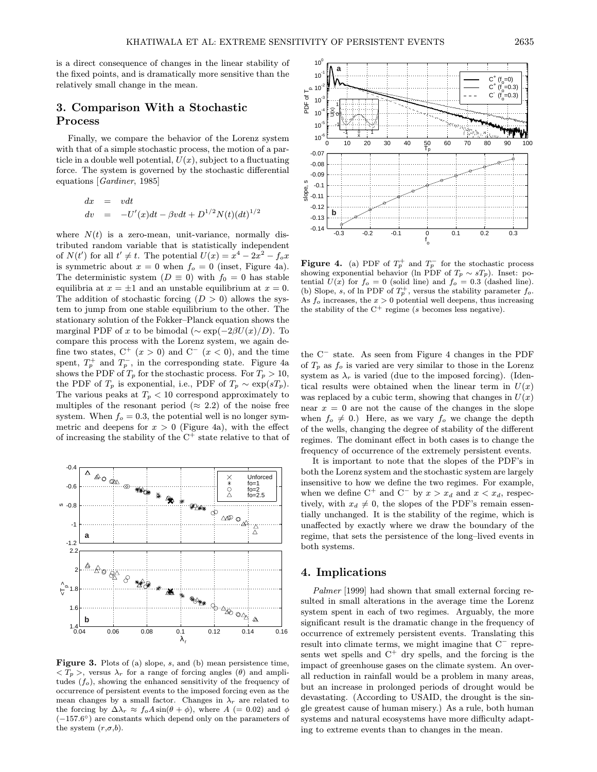is a direct consequence of changes in the linear stability of the fixed points, and is dramatically more sensitive than the relatively small change in the mean.

## 3. Comparison With a Stochastic Process

Finally, we compare the behavior of the Lorenz system with that of a simple stochastic process, the motion of a particle in a double well potential, $U(x)$, subject to a fluctuating force. The system is governed by the stochastic differential equations [*Gardiner*, 1985]

$$
\begin{aligned}
dx &= v dt \\
dv &= -U'(x)dt - \beta v dt + D^{1/2}N(t)(dt)^{1/2}
\end{aligned}
$$

where $N(t)$ is a zero-mean, unit-variance, normally distributed random variable that is statistically independent of $N(t')$ for all $t' \neq t$. The potential $U(x) = x^4 - 2x^2 - f_o x$ is symmetric about $x = 0$ when $f_o = 0$ (inset, Figure 4a). The deterministic system ($D \equiv 0$) with $f_0 = 0$ has stable equilibria at $x = \pm 1$ and an unstable equilibrium at $x = 0$. The addition of stochastic forcing ($D > 0$) allows the system to jump from one stable equilibrium to the other. The stationary solution of the Fokker–Planck equation shows the marginal PDF of $x$ to be bimodal ($\sim \exp(-2\beta U(x)/D)$. To compare this process with the Lorenz system, we again define two states, $C^+$ ($x > 0$) and $C^-$ ($x < 0$), and the time spent, $T_p^+$ and $T_p^-$, in the corresponding state. Figure 4a shows the PDF of $T_p$ for the stochastic process. For $T_p > 10$, the PDF of $T_p$ is exponential, i.e., PDF of $T_p \sim \exp(sT_p)$. The various peaks at $T_p < 10$ correspond approximately to multiples of the resonant period ($\approx 2.2$) of the noise free system. When $f_o = 0.3$, the potential well is no longer symmetric and deepens for $x > 0$ (Figure 4a), with the effect of increasing the stability of the $C^+$ state relative to that of the $C^-$ state. As seen from Figure 4 changes in the PDF of $T_p$ as $f_o$ is varied are very similar to those in the Lorenz system as $\lambda_r$ is varied (due to the imposed forcing). (Identical results were obtained when the linear term in $U(x)$ was replaced by a cubic term, showing that changes in $U(x)$ near $x = 0$ are not the cause of the changes in the slope when $f_o \neq 0$.) Here, as we vary $f_o$ we change the depth of the wells, changing the degree of stability of the different regimes. The dominant effect in both cases is to change the frequency of occurrence of the extremely persistent events.

It is important to note that the slopes of the PDF's in both the Lorenz system and the stochastic system are largely insensitive to how we define the two regimes. For example, when we define $C^+$ and $C^-$ by $x > x_d$ and $x < x_d$, respectively, with $x_d \neq 0$, the slopes of the PDF's remain essentially unchanged. It is the stability of the regime, which is unaffected by exactly where we draw the boundary of the regime, that sets the persistence of the long–lived events in both systems.

**Figure 3.** Plots of (a) slope, $s$, and (b) mean persistence time, $< T_p >$, versus $\lambda_r$ for a range of forcing angles ($\theta$) and amplitudes ($f_o$), showing the enhanced sensitivity of the frequency of occurrence of persistent events to the imposed forcing even as the mean changes by a small factor. Changes in $\lambda_r$ are related to the forcing by $\Delta\lambda_r \approx f_o A \sin(\theta + \phi)$, where $A$ ($= 0.02$) and $\phi$ ($-157.6^\circ$) are constants which depend only on the parameters of the system ($r$,$\sigma$,$b$).

**Figure 4.** (a) PDF of $T_p^+$ and $T_p^-$ for the stochastic process showing exponential behavior (ln PDF of $T_p \sim sT_p$). Inset: potential $U(x)$ for $f_o = 0$ (solid line) and $f_o = 0.3$ (dashed line). (b) Slope, $s$, of ln PDF of $T_p^+$, versus the stability parameter $f_o$. As $f_o$ increases, the $x > 0$ potential well deepens, thus increasing the stability of the $C^+$ regime ($s$ becomes less negative).

## 4. Implications

*Palmer* [1999] had shown that small external forcing resulted in small alterations in the average time the Lorenz system spent in each of two regimes. Arguably, the more significant result is the dramatic change in the frequency of occurrence of extremely persistent events. Translating this result into climate terms, we might imagine that $C^-$ represents wet spells and $C^+$ dry spells, and the forcing is the impact of greenhouse gases on the climate system. An overall reduction in rainfall would be a problem in many areas, but an increase in prolonged periods of drought would be devastating. (According to USAID, the drought is the single greatest cause of human misery.) As a rule, both human systems and natural ecosystems have more difficulty adapting to extreme events than to changes in the mean.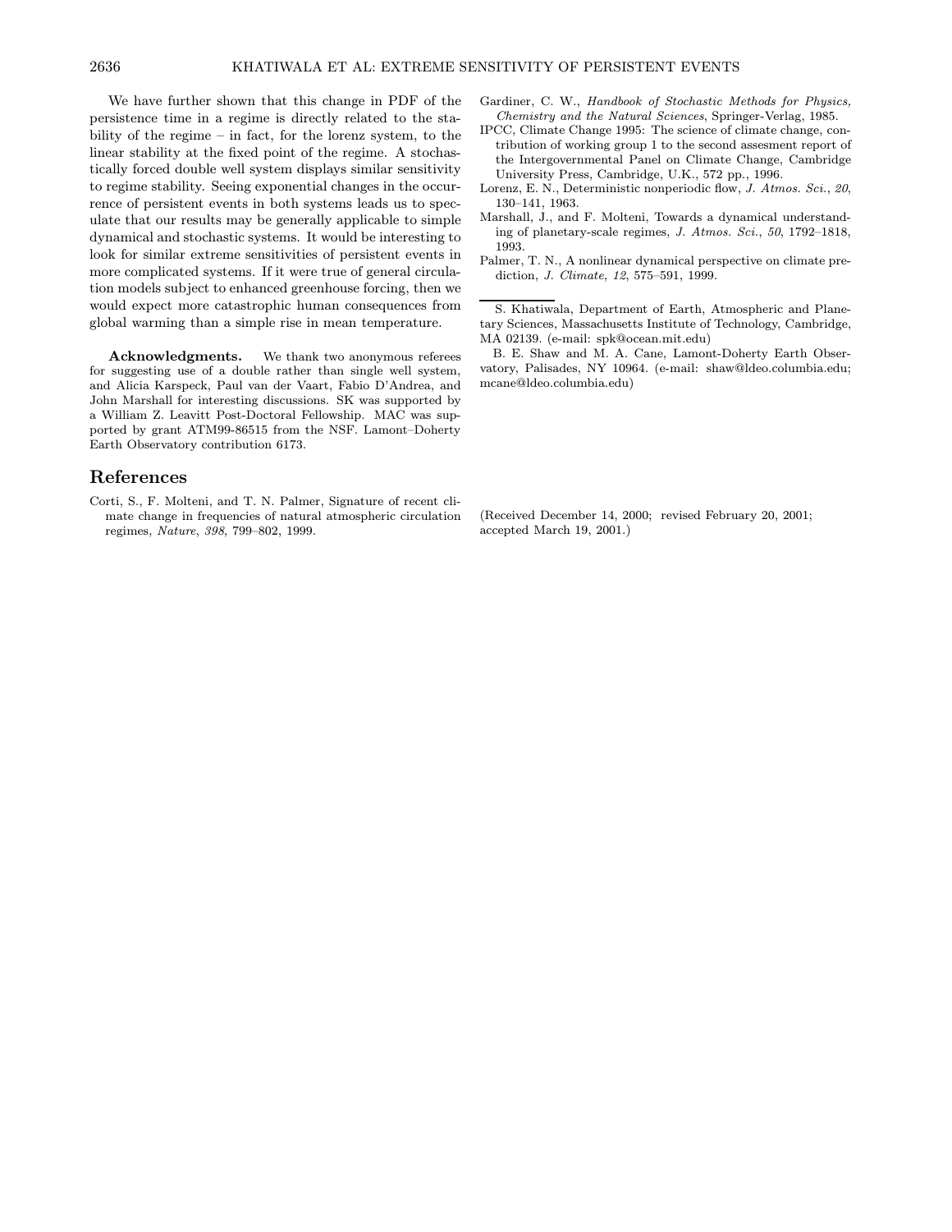We have further shown that this change in PDF of the persistence time in a regime is directly related to the stability of the regime – in fact, for the lorenz system, to the linear stability at the fixed point of the regime. A stochastically forced double well system displays similar sensitivity to regime stability. Seeing exponential changes in the occurrence of persistent events in both systems leads us to speculate that our results may be generally applicable to simple dynamical and stochastic systems. It would be interesting to look for similar extreme sensitivities of persistent events in more complicated systems. If it were true of general circulation models subject to enhanced greenhouse forcing, then we would expect more catastrophic human consequences from global warming than a simple rise in mean temperature.

**Acknowledgments.** We thank two anonymous referees for suggesting use of a double rather than single well system, and Alicia Karspeck, Paul van der Vaart, Fabio D'Andrea, and John Marshall for interesting discussions. SK was supported by a William Z. Leavitt Post-Doctoral Fellowship. MAC was supported by grant ATM99-86515 from the NSF. Lamont–Doherty Earth Observatory contribution 6173.

## References

Corti, S., F. Molteni, and T. N. Palmer, Signature of recent climate change in frequencies of natural atmospheric circulation regimes, *Nature*, *398*, 799–802, 1999.

Gardiner, C. W., *Handbook of Stochastic Methods for Physics, Chemistry and the Natural Sciences*, Springer-Verlag, 1985.

IPCC, Climate Change 1995: The science of climate change, contribution of working group 1 to the second assesment report of the Intergovernmental Panel on Climate Change, Cambridge University Press, Cambridge, U.K., 572 pp., 1996.

Lorenz, E. N., Deterministic nonperiodic flow, *J. Atmos. Sci.*, *20*, 130–141, 1963.

Marshall, J., and F. Molteni, Towards a dynamical understanding of planetary-scale regimes, *J. Atmos. Sci.*, *50*, 1792–1818, 1993.

Palmer, T. N., A nonlinear dynamical perspective on climate prediction, *J. Climate*, *12*, 575–591, 1999.

---

S. Khatiwala, Department of Earth, Atmospheric and Planetary Sciences, Massachusetts Institute of Technology, Cambridge, MA 02139. (e-mail: spk@ocean.mit.edu)

B. E. Shaw and M. A. Cane, Lamont-Doherty Earth Observatory, Palisades, NY 10964. (e-mail: shaw@ldeo.columbia.edu; mcane@ldeo.columbia.edu)

(Received December 14, 2000; revised February 20, 2001; accepted March 19, 2001.)